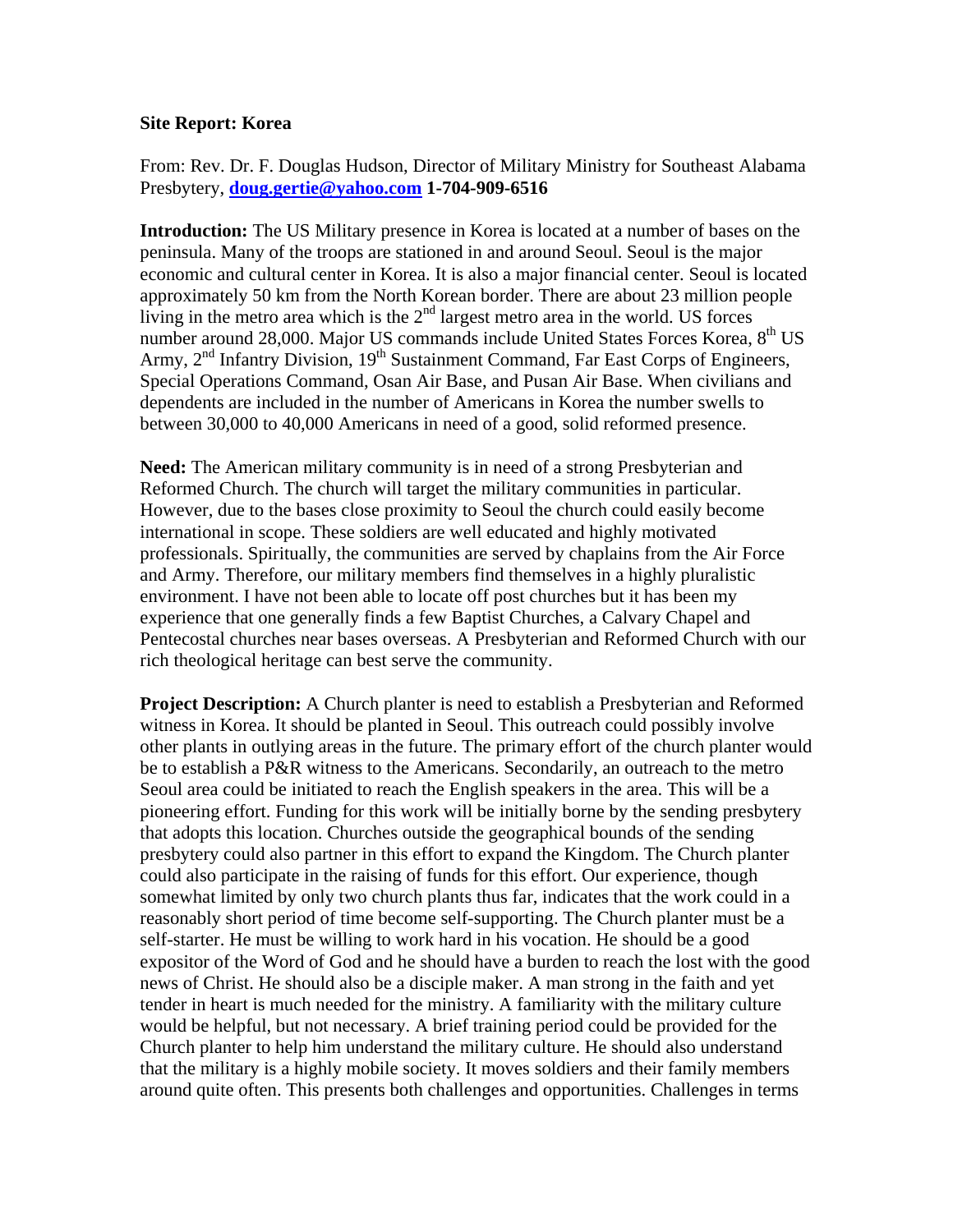**Site Report: Korea**

From: Rev. Dr. F. Douglas Hudson, Director of Military Ministry for Southeast Alabama Presbytery, **doug.gertie@yahoo.com** **1-704-909-6516**

**Introduction:** The US Military presence in Korea is located at a number of bases on the peninsula. Many of the troops are stationed in and around Seoul. Seoul is the major economic and cultural center in Korea. It is also a major financial center. Seoul is located approximately 50 km from the North Korean border. There are about 23 million people living in the metro area which is the 2nd largest metro area in the world. US forces number around 28,000. Major US commands include United States Forces Korea, 8th US Army, 2nd Infantry Division, 19th Sustainment Command, Far East Corps of Engineers, Special Operations Command, Osan Air Base, and Pusan Air Base. When civilians and dependents are included in the number of Americans in Korea the number swells to between 30,000 to 40,000 Americans in need of a good, solid reformed presence.

**Need:** The American military community is in need of a strong Presbyterian and Reformed Church. The church will target the military communities in particular. However, due to the bases close proximity to Seoul the church could easily become international in scope. These soldiers are well educated and highly motivated professionals. Spiritually, the communities are served by chaplains from the Air Force and Army. Therefore, our military members find themselves in a highly pluralistic environment. I have not been able to locate off post churches but it has been my experience that one generally finds a few Baptist Churches, a Calvary Chapel and Pentecostal churches near bases overseas. A Presbyterian and Reformed Church with our rich theological heritage can best serve the community.

**Project Description:** A Church planter is need to establish a Presbyterian and Reformed witness in Korea. It should be planted in Seoul. This outreach could possibly involve other plants in outlying areas in the future. The primary effort of the church planter would be to establish a P&R witness to the Americans. Secondarily, an outreach to the metro Seoul area could be initiated to reach the English speakers in the area. This will be a pioneering effort. Funding for this work will be initially borne by the sending presbytery that adopts this location. Churches outside the geographical bounds of the sending presbytery could also partner in this effort to expand the Kingdom. The Church planter could also participate in the raising of funds for this effort. Our experience, though somewhat limited by only two church plants thus far, indicates that the work could in a reasonably short period of time become self-supporting. The Church planter must be a self-starter. He must be willing to work hard in his vocation. He should be a good expositor of the Word of God and he should have a burden to reach the lost with the good news of Christ. He should also be a disciple maker. A man strong in the faith and yet tender in heart is much needed for the ministry. A familiarity with the military culture would be helpful, but not necessary. A brief training period could be provided for the Church planter to help him understand the military culture. He should also understand that the military is a highly mobile society. It moves soldiers and their family members around quite often. This presents both challenges and opportunities. Challenges in terms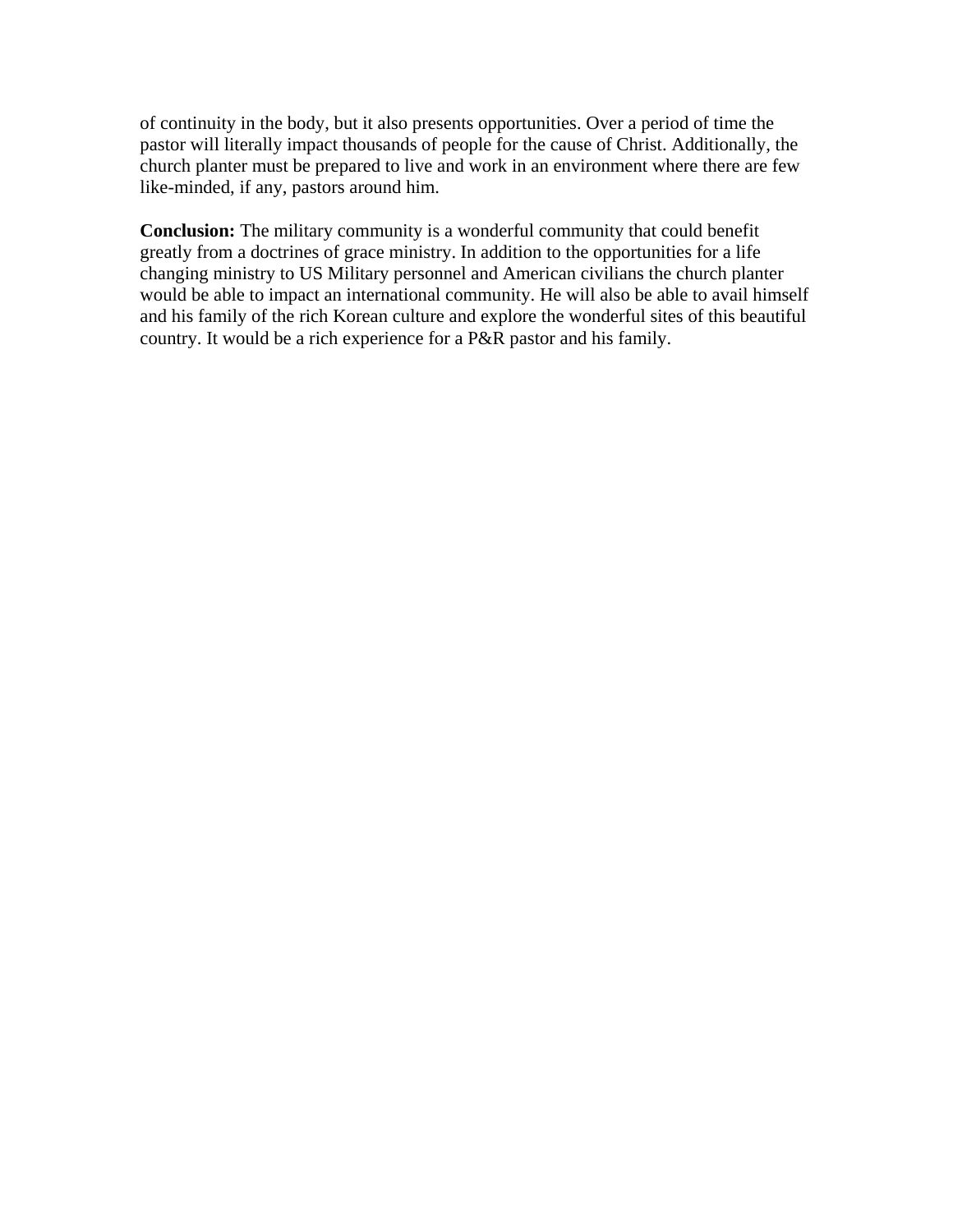of continuity in the body, but it also presents opportunities. Over a period of time the pastor will literally impact thousands of people for the cause of Christ. Additionally, the church planter must be prepared to live and work in an environment where there are few like-minded, if any, pastors around him.

**Conclusion:** The military community is a wonderful community that could benefit greatly from a doctrines of grace ministry. In addition to the opportunities for a life changing ministry to US Military personnel and American civilians the church planter would be able to impact an international community. He will also be able to avail himself and his family of the rich Korean culture and explore the wonderful sites of this beautiful country. It would be a rich experience for a P&R pastor and his family.